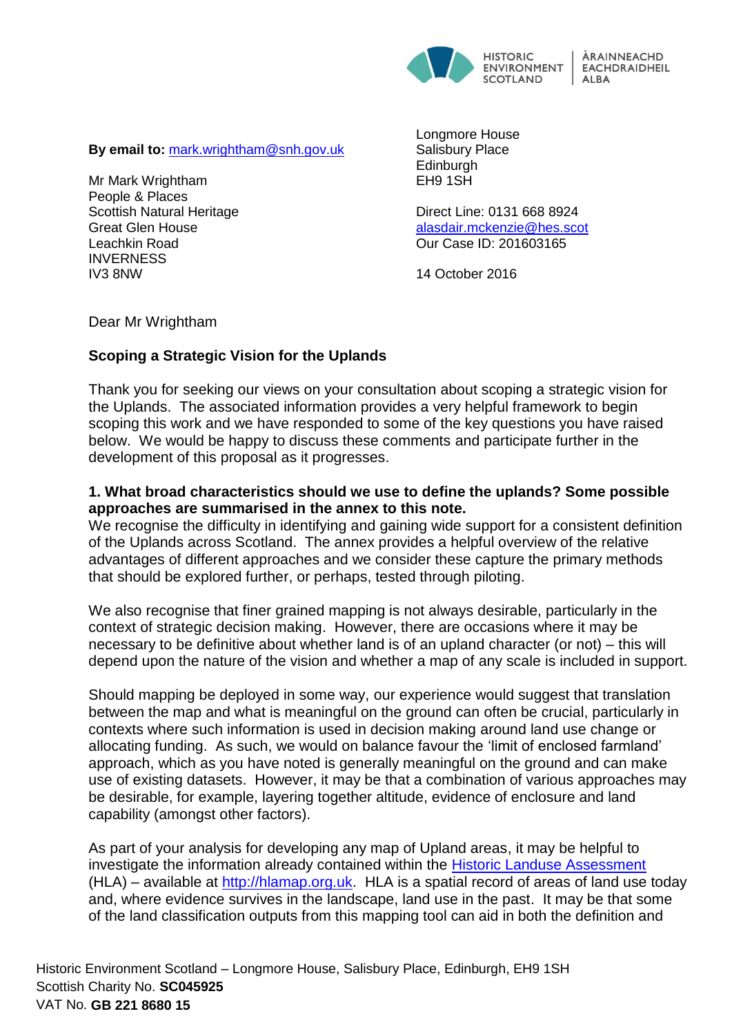HISTORIC ENVIRONMENT SCOTLAND | ÀRAINNEACHD EACHDRAIDHEIL ALBA

**By email to:** [mark.wrightham@snh.gov.uk](mailto:mark.wrightham@snh.gov.uk)

Mr Mark Wrightham
People & Places
Scottish Natural Heritage
Great Glen House
Leachkin Road
INVERNESS
IV3 8NW

Longmore House
Salisbury Place
Edinburgh
EH9 1SH

Direct Line: 0131 668 8924
[alasdair.mckenzie@hes.scot](mailto:alasdair.mckenzie@hes.scot)
Our Case ID: 201603165

14 October 2016

Dear Mr Wrightham

**Scoping a Strategic Vision for the Uplands**

Thank you for seeking our views on your consultation about scoping a strategic vision for the Uplands. The associated information provides a very helpful framework to begin scoping this work and we have responded to some of the key questions you have raised below. We would be happy to discuss these comments and participate further in the development of this proposal as it progresses.

**1. What broad characteristics should we use to define the uplands? Some possible approaches are summarised in the annex to this note.**

We recognise the difficulty in identifying and gaining wide support for a consistent definition of the Uplands across Scotland. The annex provides a helpful overview of the relative advantages of different approaches and we consider these capture the primary methods that should be explored further, or perhaps, tested through piloting.

We also recognise that finer grained mapping is not always desirable, particularly in the context of strategic decision making. However, there are occasions where it may be necessary to be definitive about whether land is of an upland character (or not) – this will depend upon the nature of the vision and whether a map of any scale is included in support.

Should mapping be deployed in some way, our experience would suggest that translation between the map and what is meaningful on the ground can often be crucial, particularly in contexts where such information is used in decision making around land use change or allocating funding. As such, we would on balance favour the 'limit of enclosed farmland' approach, which as you have noted is generally meaningful on the ground and can make use of existing datasets. However, it may be that a combination of various approaches may be desirable, for example, layering together altitude, evidence of enclosure and land capability (amongst other factors).

As part of your analysis for developing any map of Upland areas, it may be helpful to investigate the information already contained within the [Historic Landuse Assessment](http://hlamap.org.uk) (HLA) – available at [http://hlamap.org.uk](http://hlamap.org.uk). HLA is a spatial record of areas of land use today and, where evidence survives in the landscape, land use in the past. It may be that some of the land classification outputs from this mapping tool can aid in both the definition and

Historic Environment Scotland – Longmore House, Salisbury Place, Edinburgh, EH9 1SH
Scottish Charity No. **SC045925**
VAT No. **GB 221 8680 15**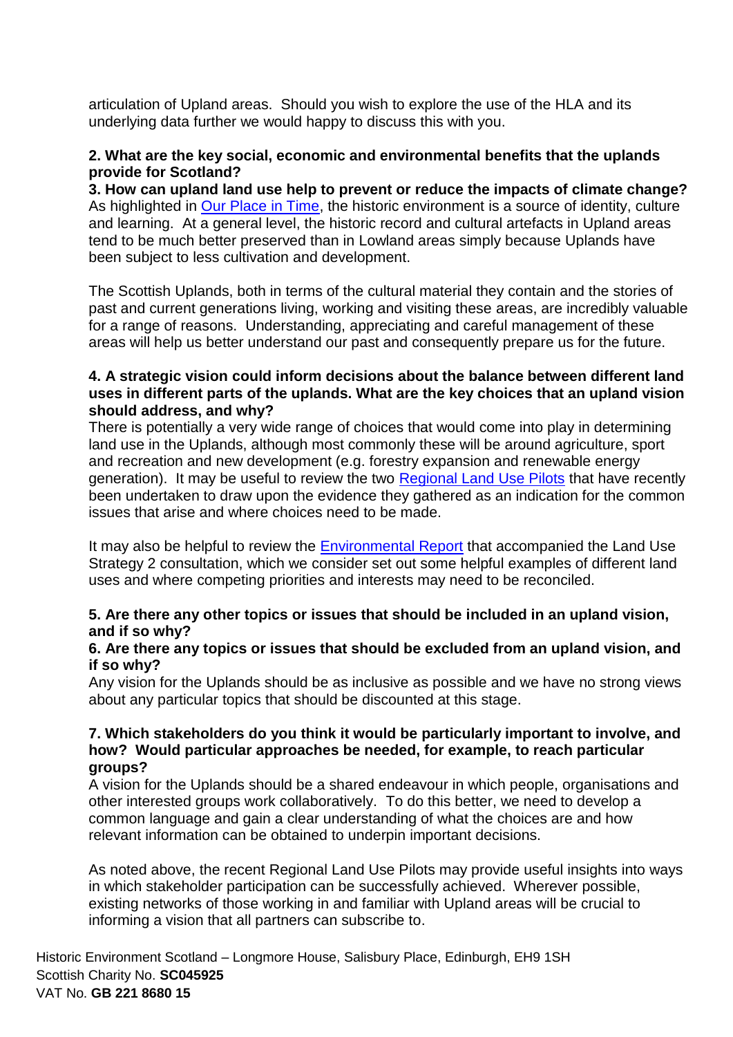articulation of Upland areas. Should you wish to explore the use of the HLA and its underlying data further we would happy to discuss this with you.

**2. What are the key social, economic and environmental benefits that the uplands provide for Scotland?**

**3. How can upland land use help to prevent or reduce the impacts of climate change?**

As highlighted in Our Place in Time, the historic environment is a source of identity, culture and learning. At a general level, the historic record and cultural artefacts in Upland areas tend to be much better preserved than in Lowland areas simply because Uplands have been subject to less cultivation and development.

The Scottish Uplands, both in terms of the cultural material they contain and the stories of past and current generations living, working and visiting these areas, are incredibly valuable for a range of reasons. Understanding, appreciating and careful management of these areas will help us better understand our past and consequently prepare us for the future.

**4. A strategic vision could inform decisions about the balance between different land uses in different parts of the uplands. What are the key choices that an upland vision should address, and why?**

There is potentially a very wide range of choices that would come into play in determining land use in the Uplands, although most commonly these will be around agriculture, sport and recreation and new development (e.g. forestry expansion and renewable energy generation). It may be useful to review the two Regional Land Use Pilots that have recently been undertaken to draw upon the evidence they gathered as an indication for the common issues that arise and where choices need to be made.

It may also be helpful to review the Environmental Report that accompanied the Land Use Strategy 2 consultation, which we consider set out some helpful examples of different land uses and where competing priorities and interests may need to be reconciled.

**5. Are there any other topics or issues that should be included in an upland vision, and if so why?**

**6. Are there any topics or issues that should be excluded from an upland vision, and if so why?**

Any vision for the Uplands should be as inclusive as possible and we have no strong views about any particular topics that should be discounted at this stage.

**7. Which stakeholders do you think it would be particularly important to involve, and how? Would particular approaches be needed, for example, to reach particular groups?**

A vision for the Uplands should be a shared endeavour in which people, organisations and other interested groups work collaboratively. To do this better, we need to develop a common language and gain a clear understanding of what the choices are and how relevant information can be obtained to underpin important decisions.

As noted above, the recent Regional Land Use Pilots may provide useful insights into ways in which stakeholder participation can be successfully achieved. Wherever possible, existing networks of those working in and familiar with Upland areas will be crucial to informing a vision that all partners can subscribe to.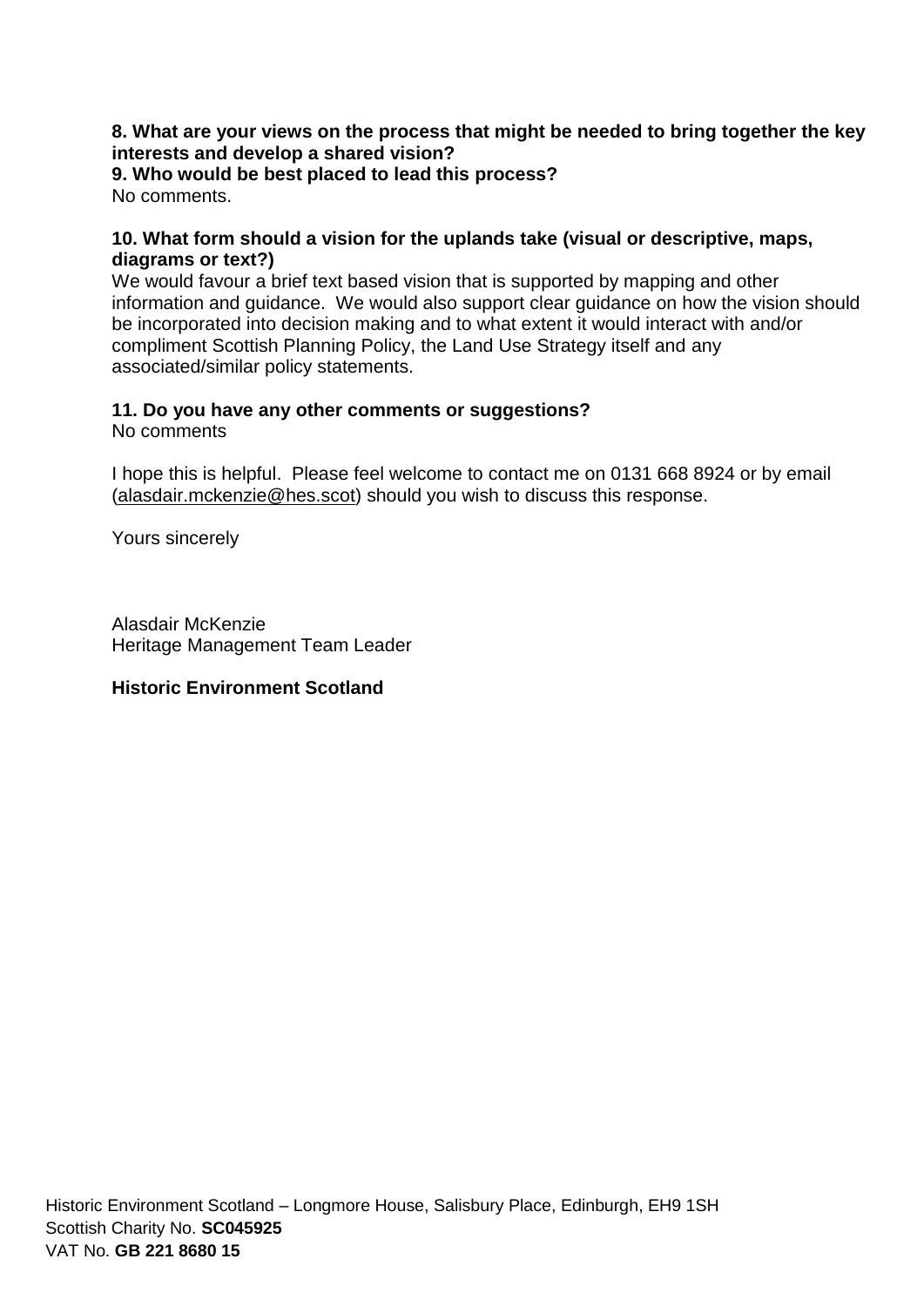**8. What are your views on the process that might be needed to bring together the key interests and develop a shared vision?**

**9. Who would be best placed to lead this process?**

No comments.

**10. What form should a vision for the uplands take (visual or descriptive, maps, diagrams or text?)**

We would favour a brief text based vision that is supported by mapping and other information and guidance. We would also support clear guidance on how the vision should be incorporated into decision making and to what extent it would interact with and/or compliment Scottish Planning Policy, the Land Use Strategy itself and any associated/similar policy statements.

**11. Do you have any other comments or suggestions?**

No comments

I hope this is helpful. Please feel welcome to contact me on 0131 668 8924 or by email (alasdair.mckenzie@hes.scot) should you wish to discuss this response.

Yours sincerely

Alasdair McKenzie
Heritage Management Team Leader

**Historic Environment Scotland**

Historic Environment Scotland – Longmore House, Salisbury Place, Edinburgh, EH9 1SH
Scottish Charity No. **SC045925**
VAT No. **GB 221 8680 15**